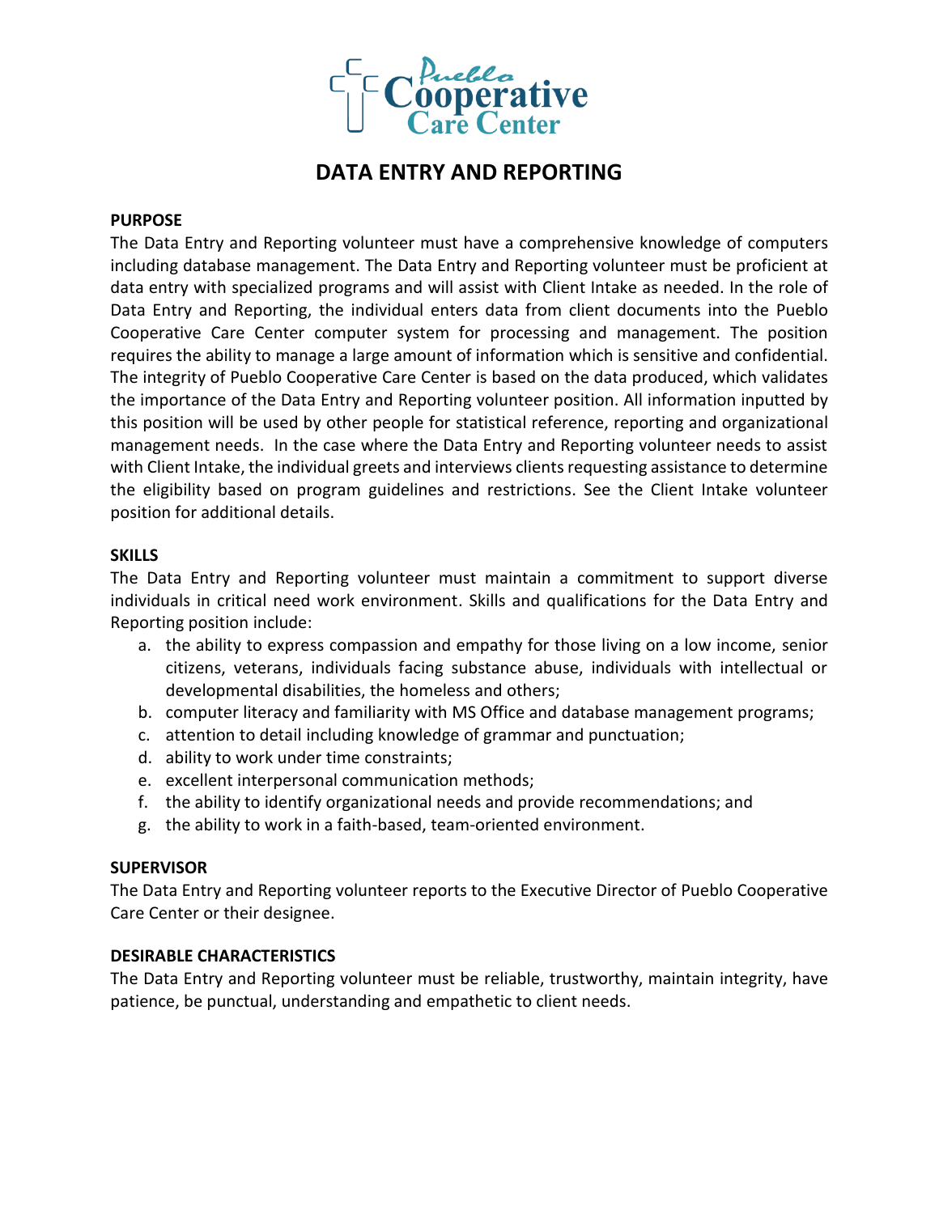# DATA ENTRY AND REPORTING

## PURPOSE

The Data Entry and Reporting volunteer must have a comprehensive knowledge of computers including database management. The Data Entry and Reporting volunteer must be proficient at data entry with specialized programs and will assist with Client Intake as needed. In the role of Data Entry and Reporting, the individual enters data from client documents into the Pueblo Cooperative Care Center computer system for processing and management. The position requires the ability to manage a large amount of information which is sensitive and confidential. The integrity of Pueblo Cooperative Care Center is based on the data produced, which validates the importance of the Data Entry and Reporting volunteer position. All information inputted by this position will be used by other people for statistical reference, reporting and organizational management needs. In the case where the Data Entry and Reporting volunteer needs to assist with Client Intake, the individual greets and interviews clients requesting assistance to determine the eligibility based on program guidelines and restrictions. See the Client Intake volunteer position for additional details.

## SKILLS

The Data Entry and Reporting volunteer must maintain a commitment to support diverse individuals in critical need work environment. Skills and qualifications for the Data Entry and Reporting position include:

a. the ability to express compassion and empathy for those living on a low income, senior citizens, veterans, individuals facing substance abuse, individuals with intellectual or developmental disabilities, the homeless and others;
b. computer literacy and familiarity with MS Office and database management programs;
c. attention to detail including knowledge of grammar and punctuation;
d. ability to work under time constraints;
e. excellent interpersonal communication methods;
f. the ability to identify organizational needs and provide recommendations; and
g. the ability to work in a faith-based, team-oriented environment.

## SUPERVISOR

The Data Entry and Reporting volunteer reports to the Executive Director of Pueblo Cooperative Care Center or their designee.

## DESIRABLE CHARACTERISTICS

The Data Entry and Reporting volunteer must be reliable, trustworthy, maintain integrity, have patience, be punctual, understanding and empathetic to client needs.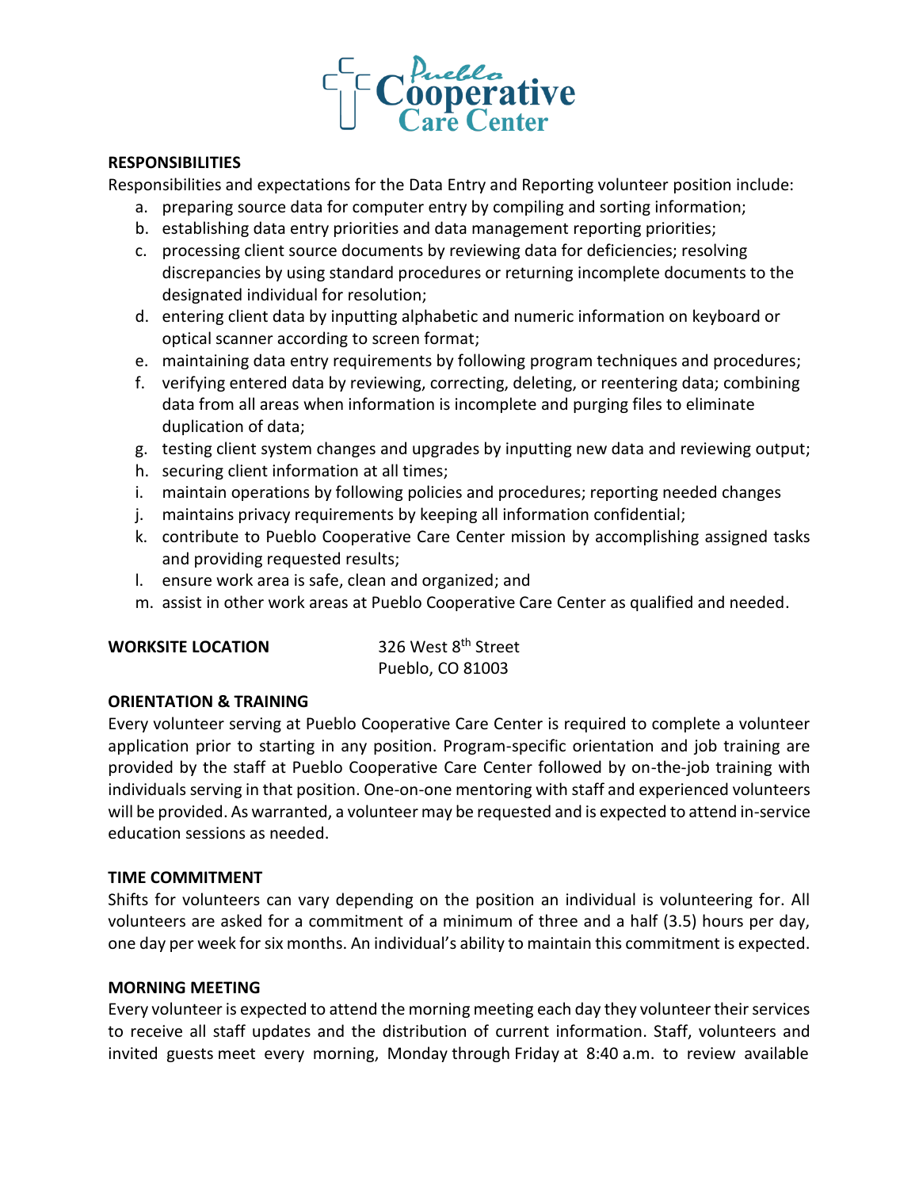**RESPONSIBILITIES**

Responsibilities and expectations for the Data Entry and Reporting volunteer position include:

a. preparing source data for computer entry by compiling and sorting information;
b. establishing data entry priorities and data management reporting priorities;
c. processing client source documents by reviewing data for deficiencies; resolving discrepancies by using standard procedures or returning incomplete documents to the designated individual for resolution;
d. entering client data by inputting alphabetic and numeric information on keyboard or optical scanner according to screen format;
e. maintaining data entry requirements by following program techniques and procedures;
f. verifying entered data by reviewing, correcting, deleting, or reentering data; combining data from all areas when information is incomplete and purging files to eliminate duplication of data;
g. testing client system changes and upgrades by inputting new data and reviewing output;
h. securing client information at all times;
i. maintain operations by following policies and procedures; reporting needed changes
j. maintains privacy requirements by keeping all information confidential;
k. contribute to Pueblo Cooperative Care Center mission by accomplishing assigned tasks and providing requested results;
l. ensure work area is safe, clean and organized; and
m. assist in other work areas at Pueblo Cooperative Care Center as qualified and needed.

**WORKSITE LOCATION**

326 West 8th Street
Pueblo, CO 81003

**ORIENTATION & TRAINING**

Every volunteer serving at Pueblo Cooperative Care Center is required to complete a volunteer application prior to starting in any position. Program-specific orientation and job training are provided by the staff at Pueblo Cooperative Care Center followed by on-the-job training with individuals serving in that position. One-on-one mentoring with staff and experienced volunteers will be provided. As warranted, a volunteer may be requested and is expected to attend in-service education sessions as needed.

**TIME COMMITMENT**

Shifts for volunteers can vary depending on the position an individual is volunteering for. All volunteers are asked for a commitment of a minimum of three and a half (3.5) hours per day, one day per week for six months. An individual's ability to maintain this commitment is expected.

**MORNING MEETING**

Every volunteer is expected to attend the morning meeting each day they volunteer their services to receive all staff updates and the distribution of current information. Staff, volunteers and invited guests meet every morning, Monday through Friday at 8:40 a.m. to review available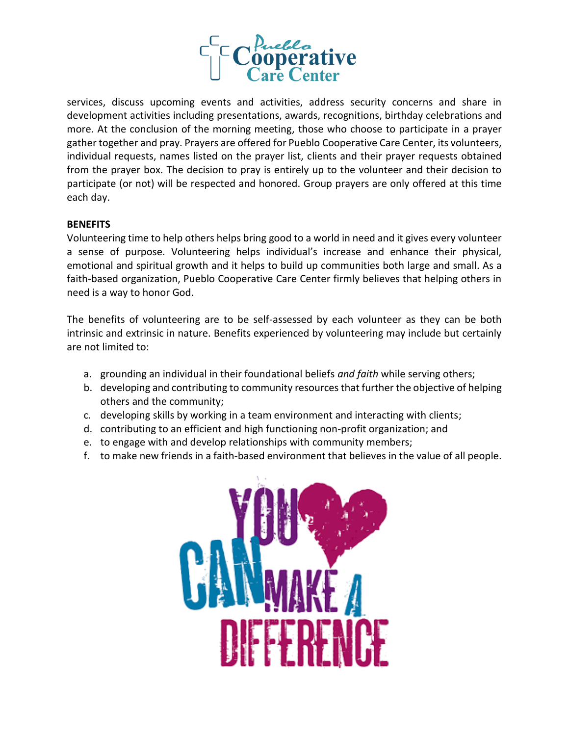services, discuss upcoming events and activities, address security concerns and share in development activities including presentations, awards, recognitions, birthday celebrations and more. At the conclusion of the morning meeting, those who choose to participate in a prayer gather together and pray. Prayers are offered for Pueblo Cooperative Care Center, its volunteers, individual requests, names listed on the prayer list, clients and their prayer requests obtained from the prayer box. The decision to pray is entirely up to the volunteer and their decision to participate (or not) will be respected and honored. Group prayers are only offered at this time each day.

**BENEFITS**

Volunteering time to help others helps bring good to a world in need and it gives every volunteer a sense of purpose. Volunteering helps individual's increase and enhance their physical, emotional and spiritual growth and it helps to build up communities both large and small. As a faith-based organization, Pueblo Cooperative Care Center firmly believes that helping others in need is a way to honor God.

The benefits of volunteering are to be self-assessed by each volunteer as they can be both intrinsic and extrinsic in nature. Benefits experienced by volunteering may include but certainly are not limited to:

a. grounding an individual in their foundational beliefs *and faith* while serving others;
b. developing and contributing to community resources that further the objective of helping others and the community;
c. developing skills by working in a team environment and interacting with clients;
d. contributing to an efficient and high functioning non-profit organization; and
e. to engage with and develop relationships with community members;
f. to make new friends in a faith-based environment that believes in the value of all people.

YOU CAN MAKE A DIFFERENCE